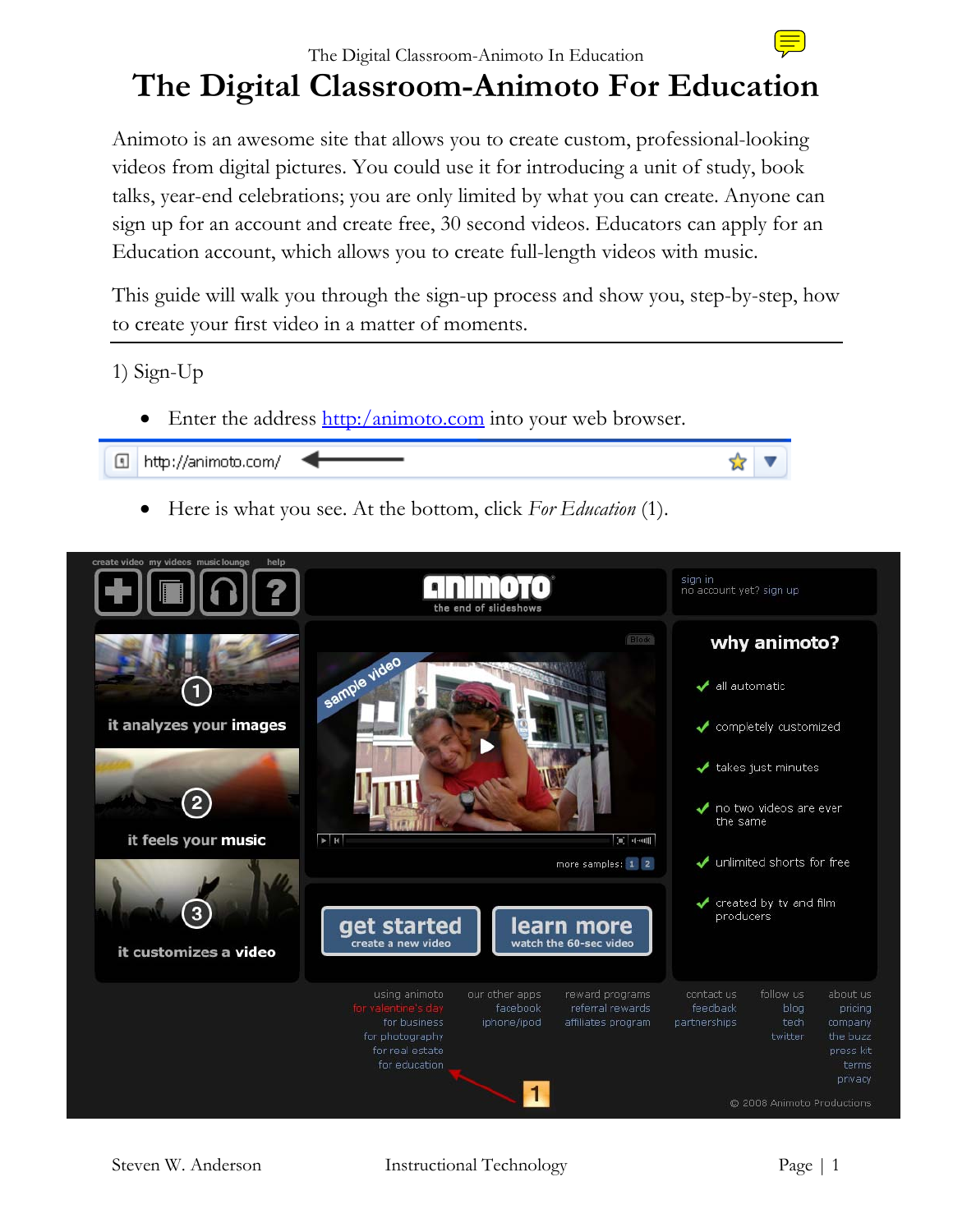# The Digital Classroom-Animoto For Education

Animoto is an awesome site that allows you to create custom, professional-looking videos from digital pictures. You could use it for introducing a unit of study, book talks, year-end celebrations; you are only limited by what you can create. Anyone can sign up for an account and create free, 30 second videos. Educators can apply for an Education account, which allows you to create full-length videos with music.

This guide will walk you through the sign-up process and show you, step-by-step, how to create your first video in a matter of moments.

1) Sign-Up

- Enter the address [http:/animoto.com](http://animoto.com) into your web browser.

- Here is what you see. At the bottom, click *For Education* (1).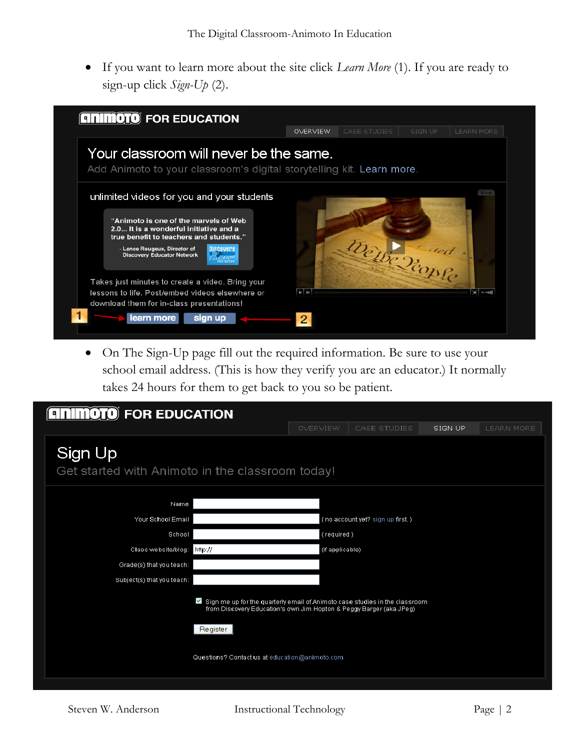- If you want to learn more about the site click *Learn More* (1). If you are ready to sign-up click *Sign-Up* (2).

- On The Sign-Up page fill out the required information. Be sure to use your school email address. (This is how they verify you are an educator.) It normally takes 24 hours for them to get back to you so be patient.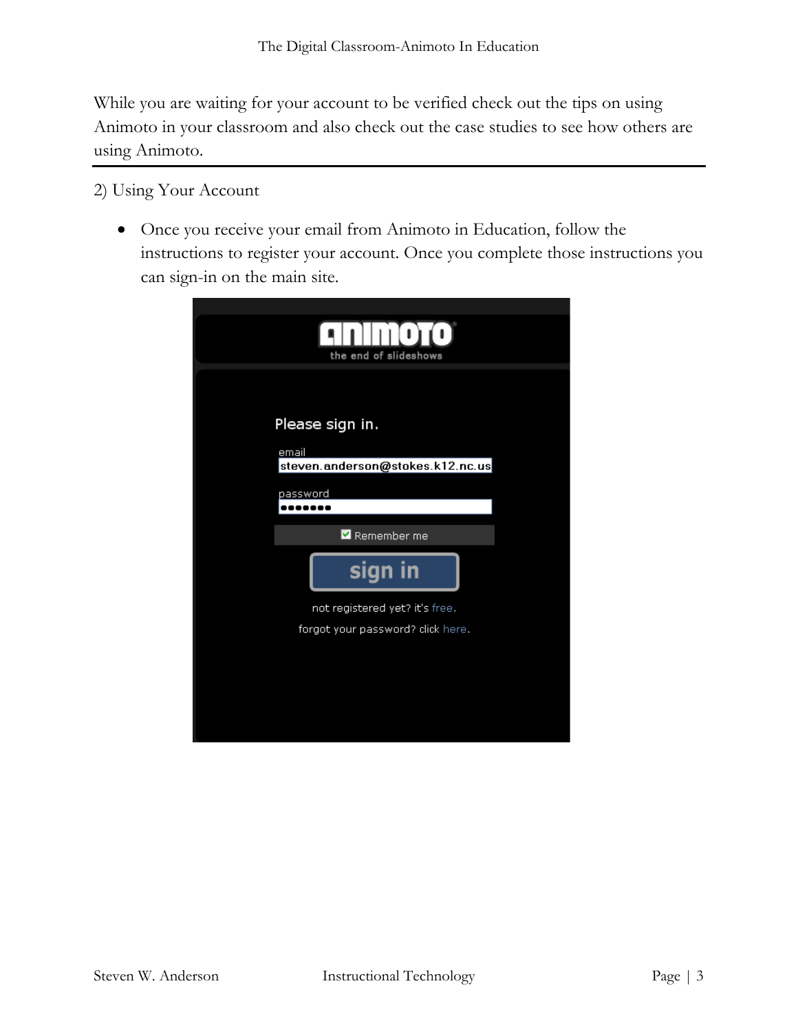While you are waiting for your account to be verified check out the tips on using Animoto in your classroom and also check out the case studies to see how others are using Animoto.

---

2) Using Your Account

- Once you receive your email from Animoto in Education, follow the instructions to register your account. Once you complete those instructions you can sign-in on the main site.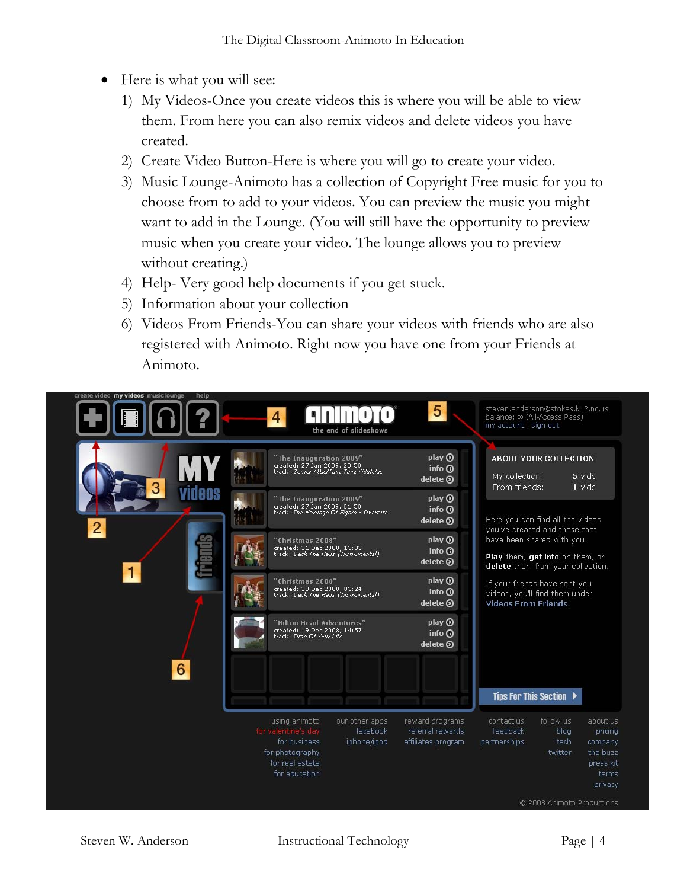- Here is what you will see:
  1) My Videos-Once you create videos this is where you will be able to view them. From here you can also remix videos and delete videos you have created.
  2) Create Video Button-Here is where you will go to create your video.
  3) Music Lounge-Animoto has a collection of Copyright Free music for you to choose from to add to your videos. You can preview the music you might want to add in the Lounge. (You will still have the opportunity to preview music when you create your video. The lounge allows you to preview without creating.)
  4) Help- Very good help documents if you get stuck.
  5) Information about your collection
  6) Videos From Friends-You can share your videos with friends who are also registered with Animoto. Right now you have one from your Friends at Animoto.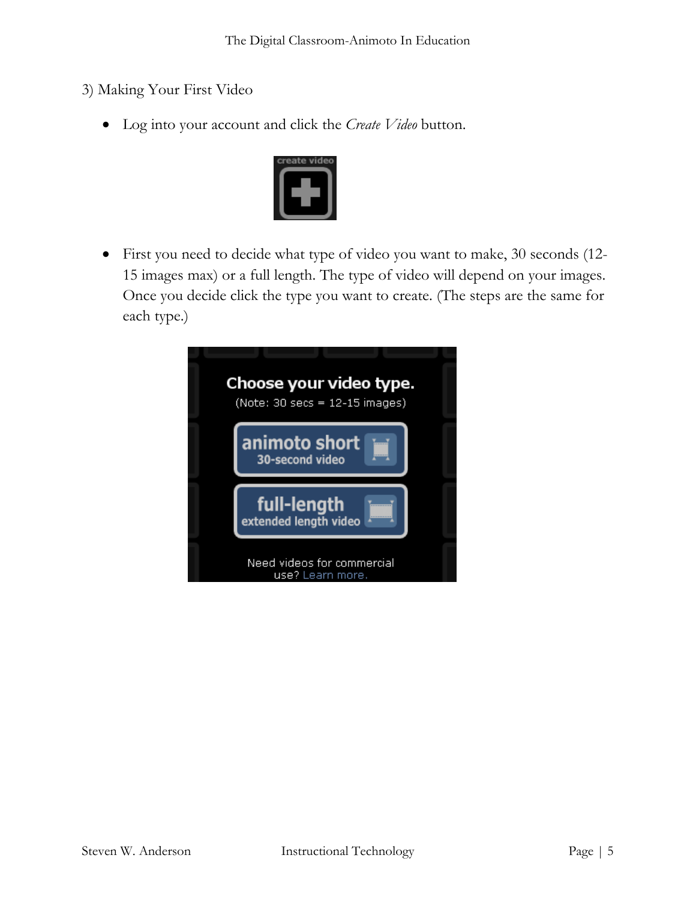3) Making Your First Video

- Log into your account and click the *Create Video* button.

- First you need to decide what type of video you want to make, 30 seconds (12-15 images max) or a full length. The type of video will depend on your images. Once you decide click the type you want to create. (The steps are the same for each type.)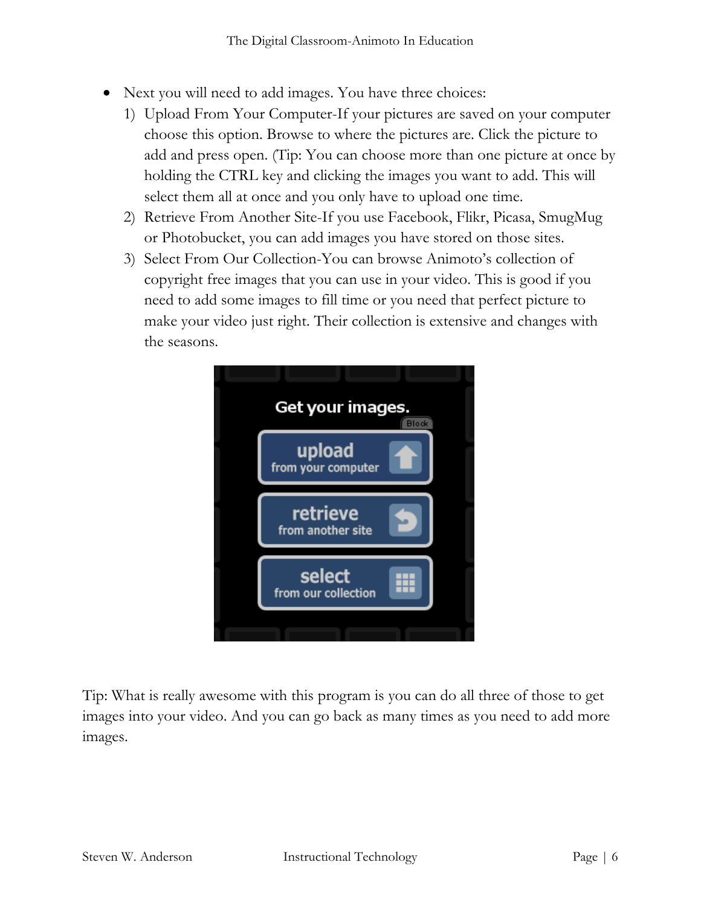- Next you will need to add images. You have three choices:
    1) Upload From Your Computer-If your pictures are saved on your computer choose this option. Browse to where the pictures are. Click the picture to add and press open. (Tip: You can choose more than one picture at once by holding the CTRL key and clicking the images you want to add. This will select them all at once and you only have to upload one time.
    2) Retrieve From Another Site-If you use Facebook, Flikr, Picasa, SmugMug or Photobucket, you can add images you have stored on those sites.
    3) Select From Our Collection-You can browse Animoto's collection of copyright free images that you can use in your video. This is good if you need to add some images to fill time or you need that perfect picture to make your video just right. Their collection is extensive and changes with the seasons.

Tip: What is really awesome with this program is you can do all three of those to get images into your video. And you can go back as many times as you need to add more images.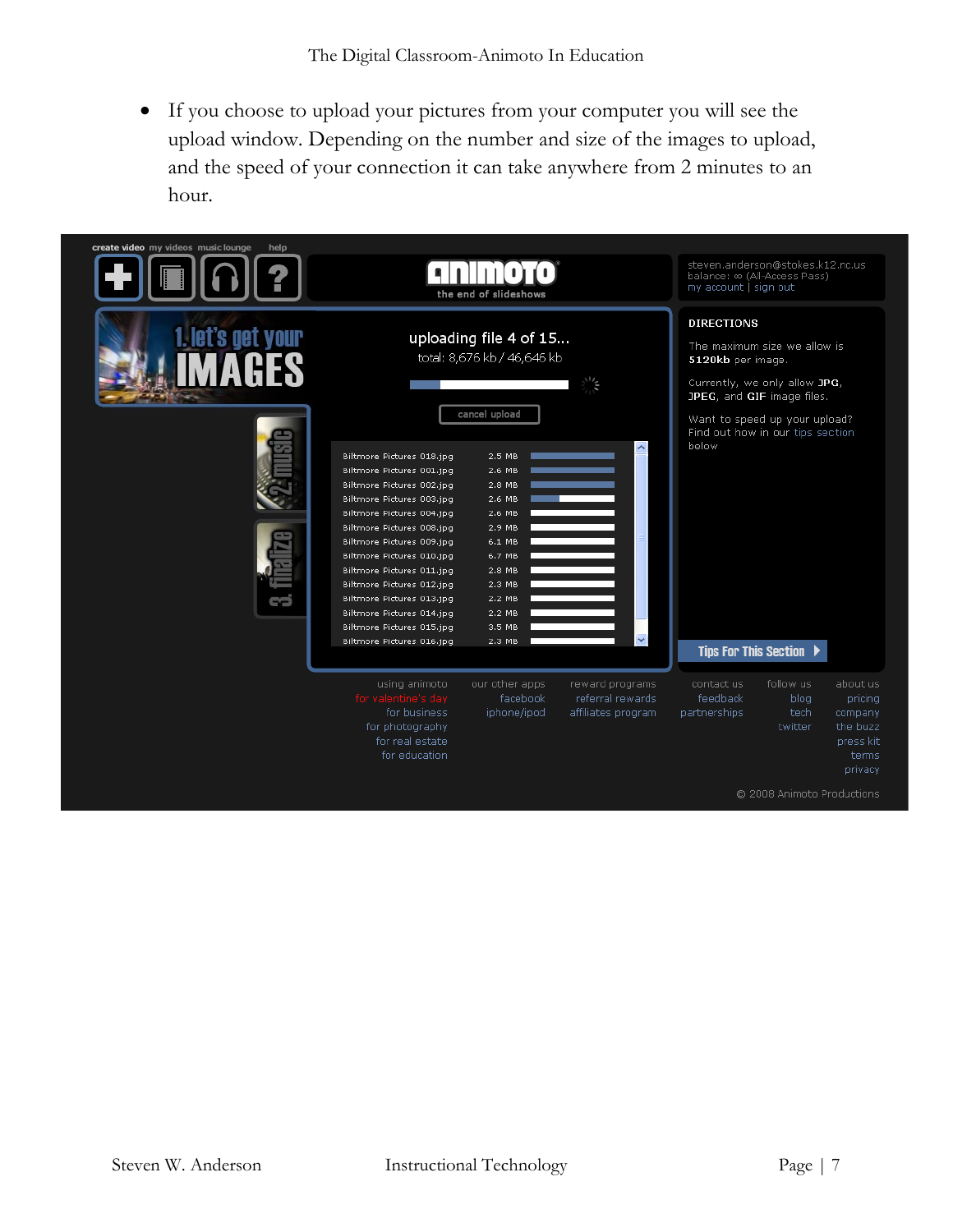- If you choose to upload your pictures from your computer you will see the upload window. Depending on the number and size of the images to upload, and the speed of your connection it can take anywhere from 2 minutes to an hour.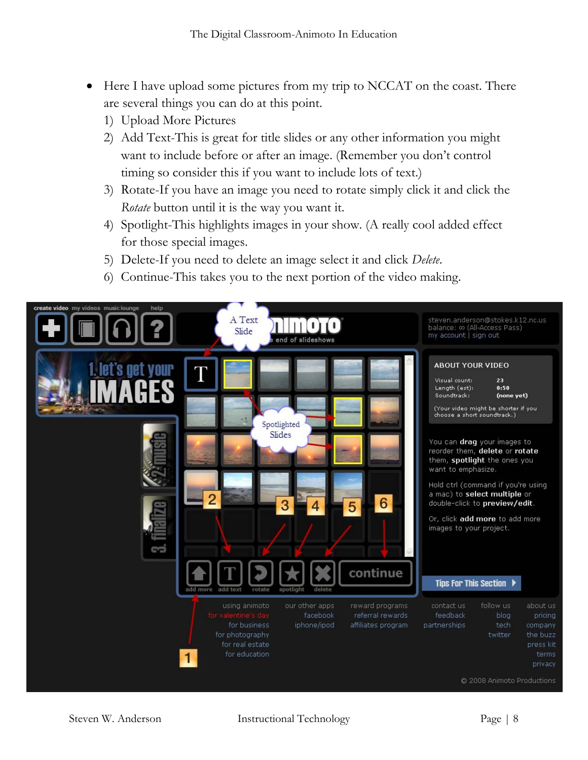- Here I have upload some pictures from my trip to NCCAT on the coast. There are several things you can do at this point.
  1) Upload More Pictures
  2) Add Text-This is great for title slides or any other information you might want to include before or after an image. (Remember you don't control timing so consider this if you want to include lots of text.)
  3) Rotate-If you have an image you need to rotate simply click it and click the *Rotate* button until it is the way you want it.
  4) Spotlight-This highlights images in your show. (A really cool added effect for those special images.
  5) Delete-If you need to delete an image select it and click *Delete*.
  6) Continue-This takes you to the next portion of the video making.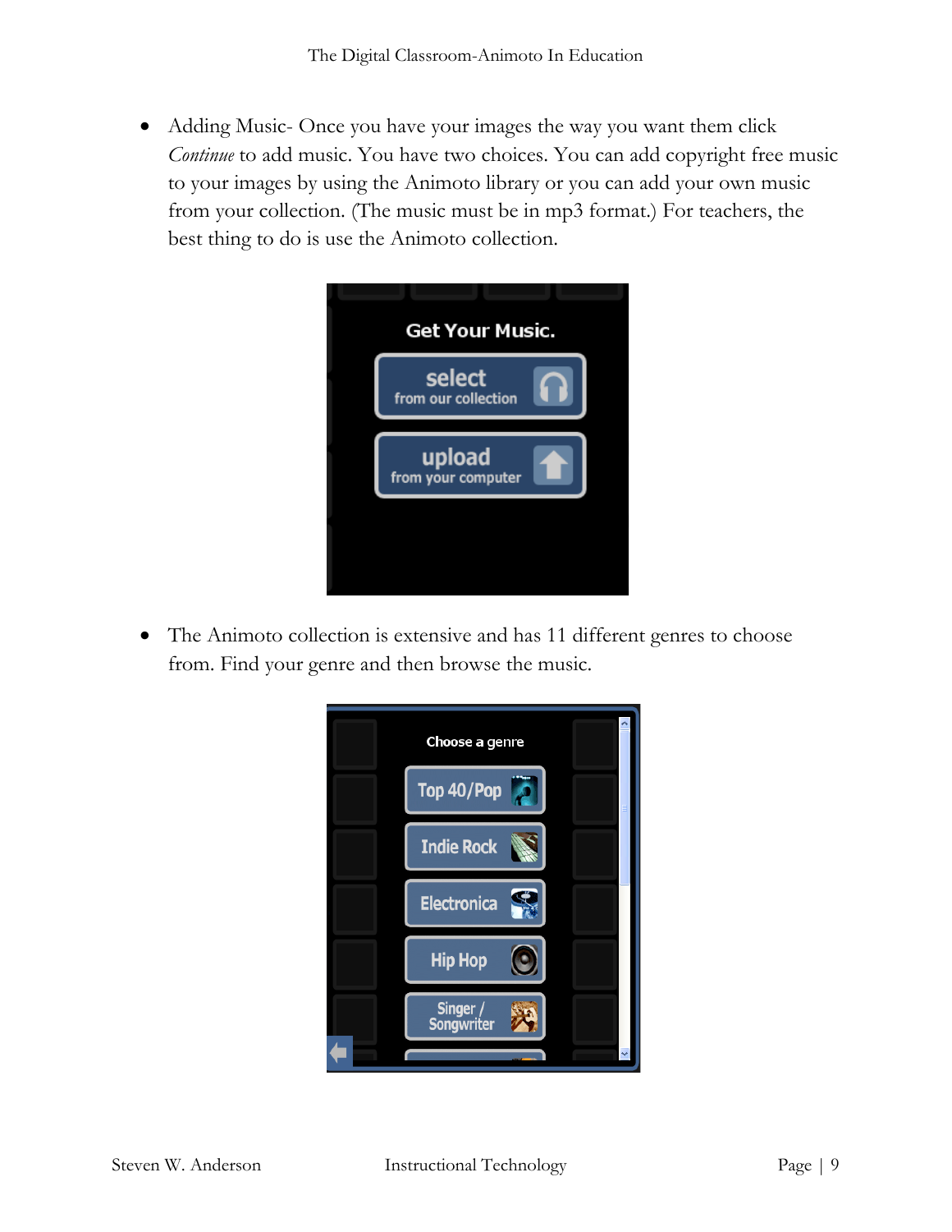- Adding Music- Once you have your images the way you want them click *Continue* to add music. You have two choices. You can add copyright free music to your images by using the Animoto library or you can add your own music from your collection. (The music must be in mp3 format.) For teachers, the best thing to do is use the Animoto collection.

- The Animoto collection is extensive and has 11 different genres to choose from. Find your genre and then browse the music.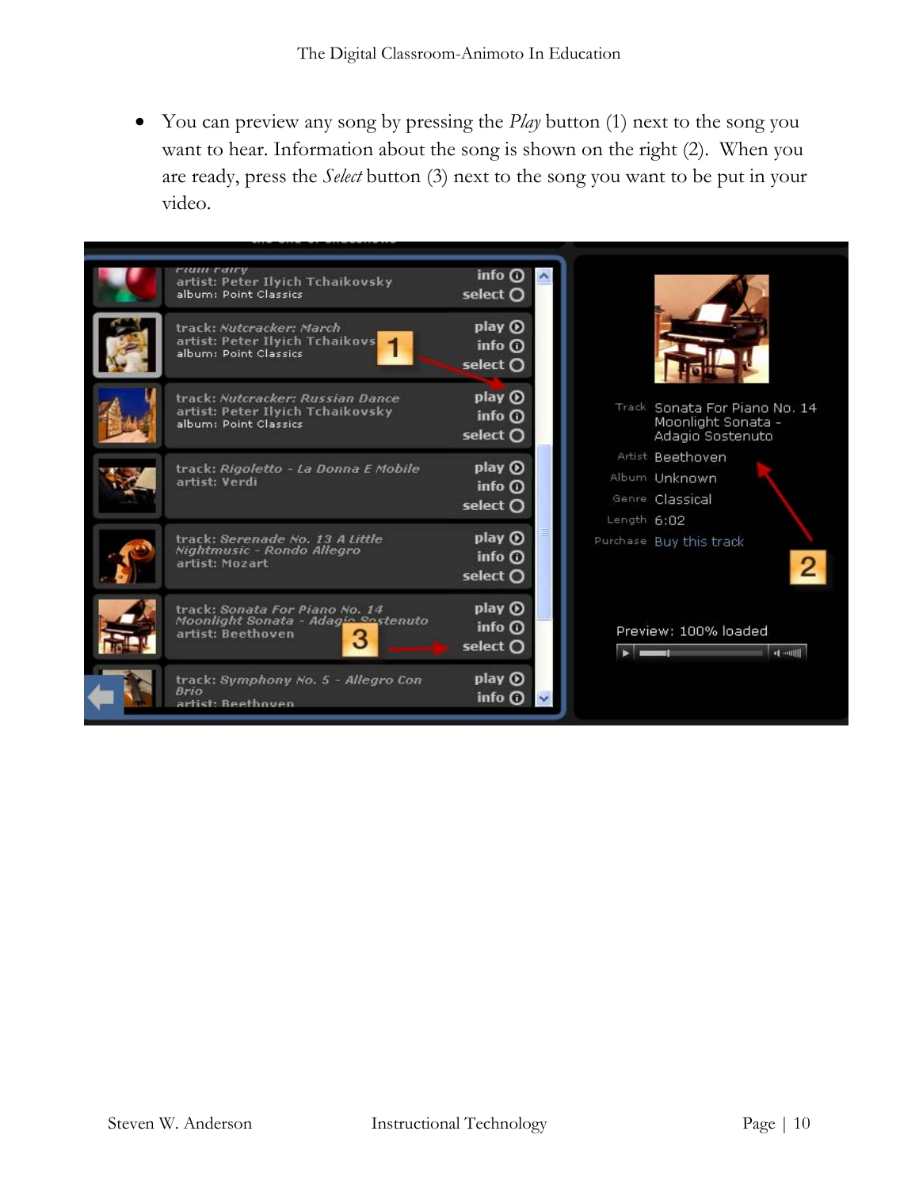- You can preview any song by pressing the *Play* button (1) next to the song you want to hear. Information about the song is shown on the right (2). When you are ready, press the *Select* button (3) next to the song you want to be put in your video.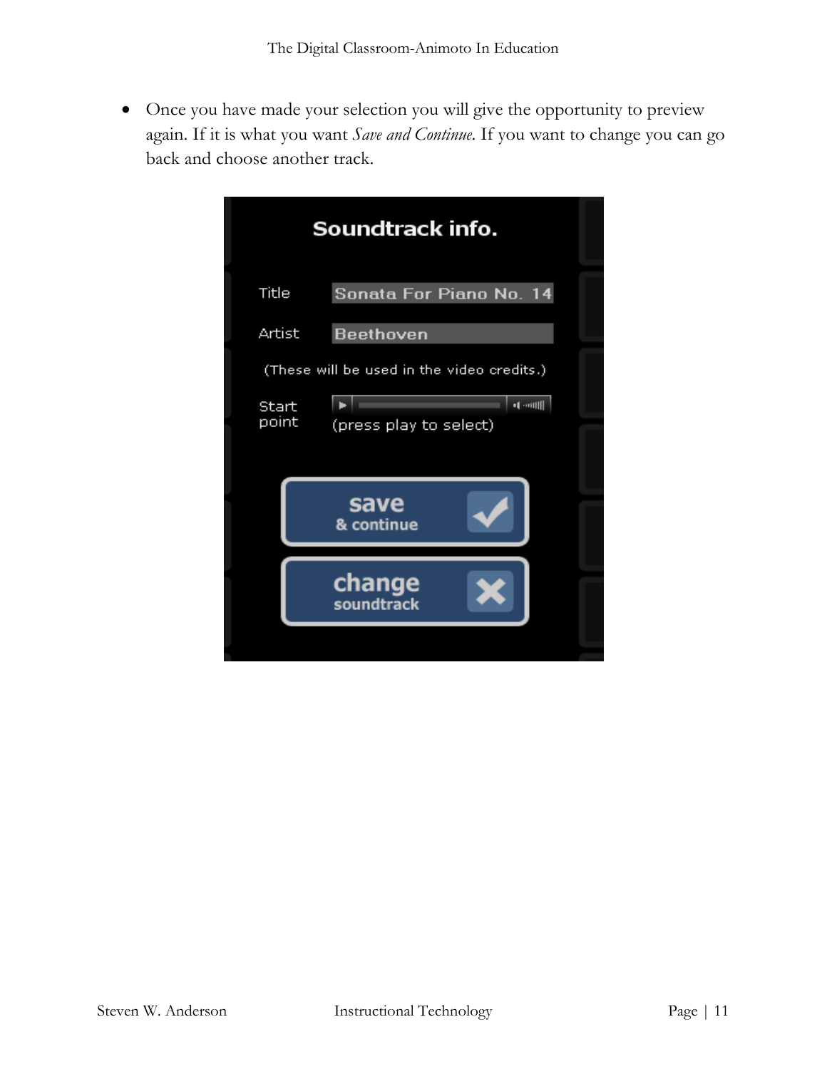- Once you have made your selection you will give the opportunity to preview again. If it is what you want *Save and Continue.* If you want to change you can go back and choose another track.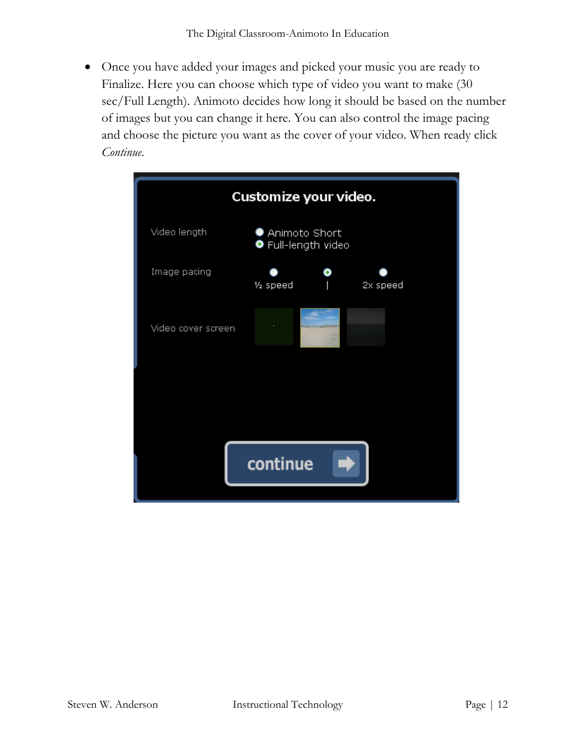- Once you have added your images and picked your music you are ready to Finalize. Here you can choose which type of video you want to make (30 sec/Full Length). Animoto decides how long it should be based on the number of images but you can change it here. You can also control the image pacing and choose the picture you want as the cover of your video. When ready click *Continue.*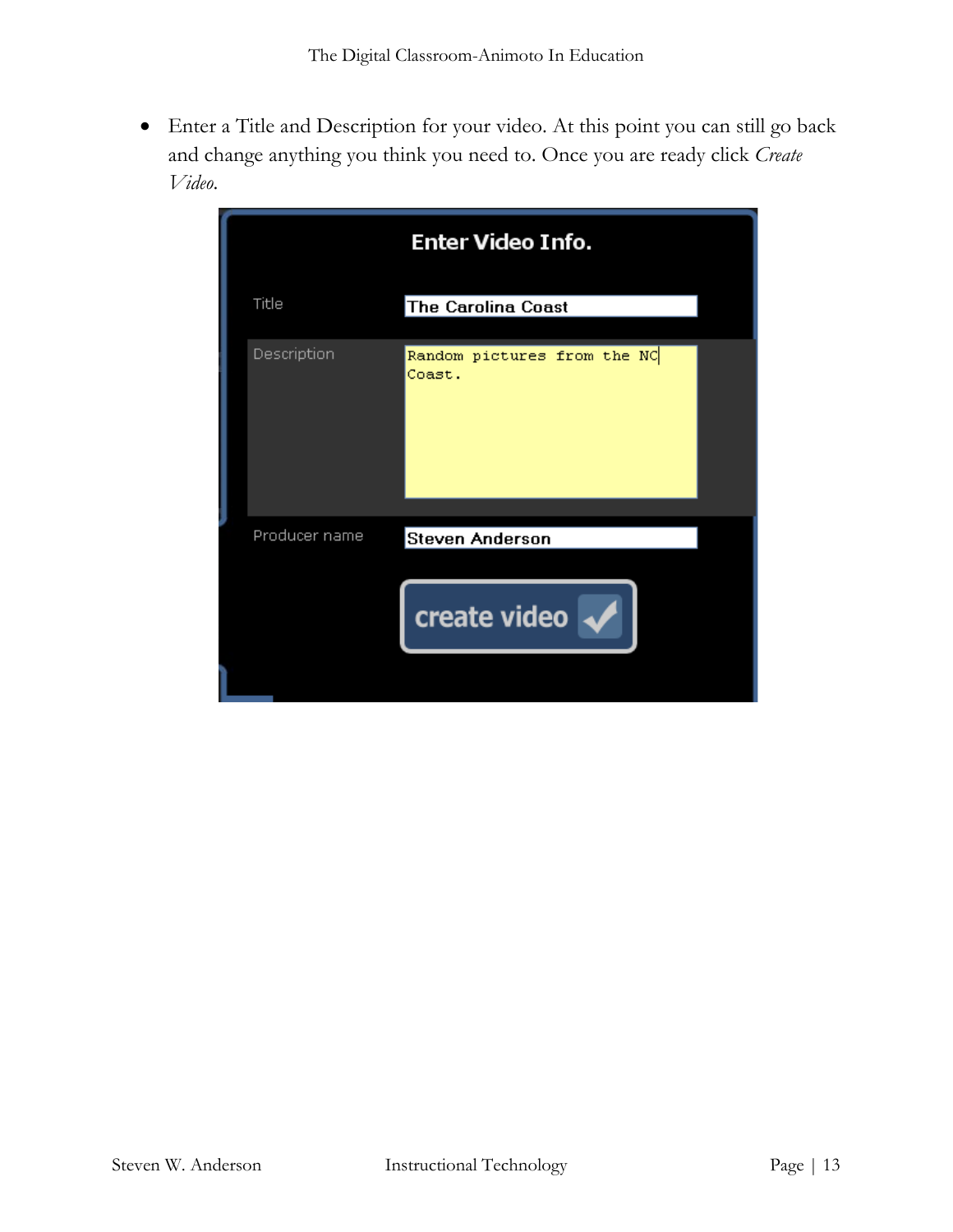- Enter a Title and Description for your video. At this point you can still go back and change anything you think you need to. Once you are ready click *Create Video*.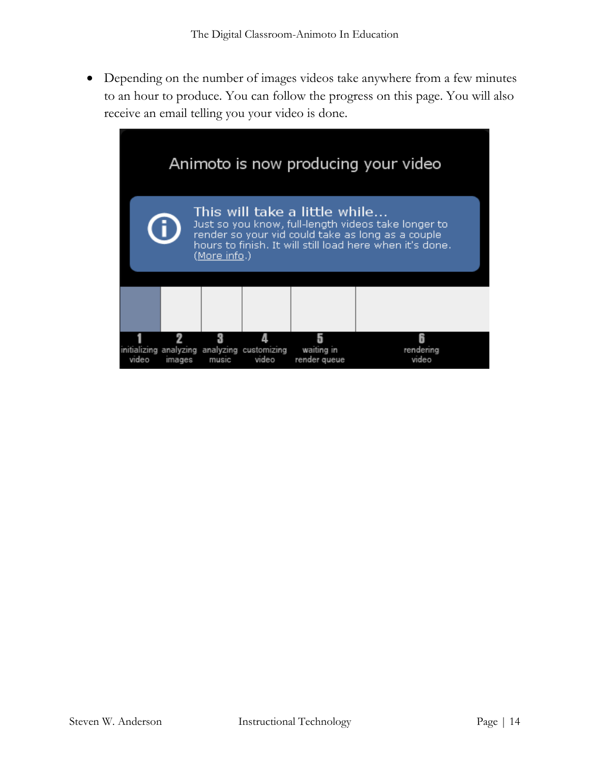- Depending on the number of images videos take anywhere from a few minutes to an hour to produce. You can follow the progress on this page. You will also receive an email telling you your video is done.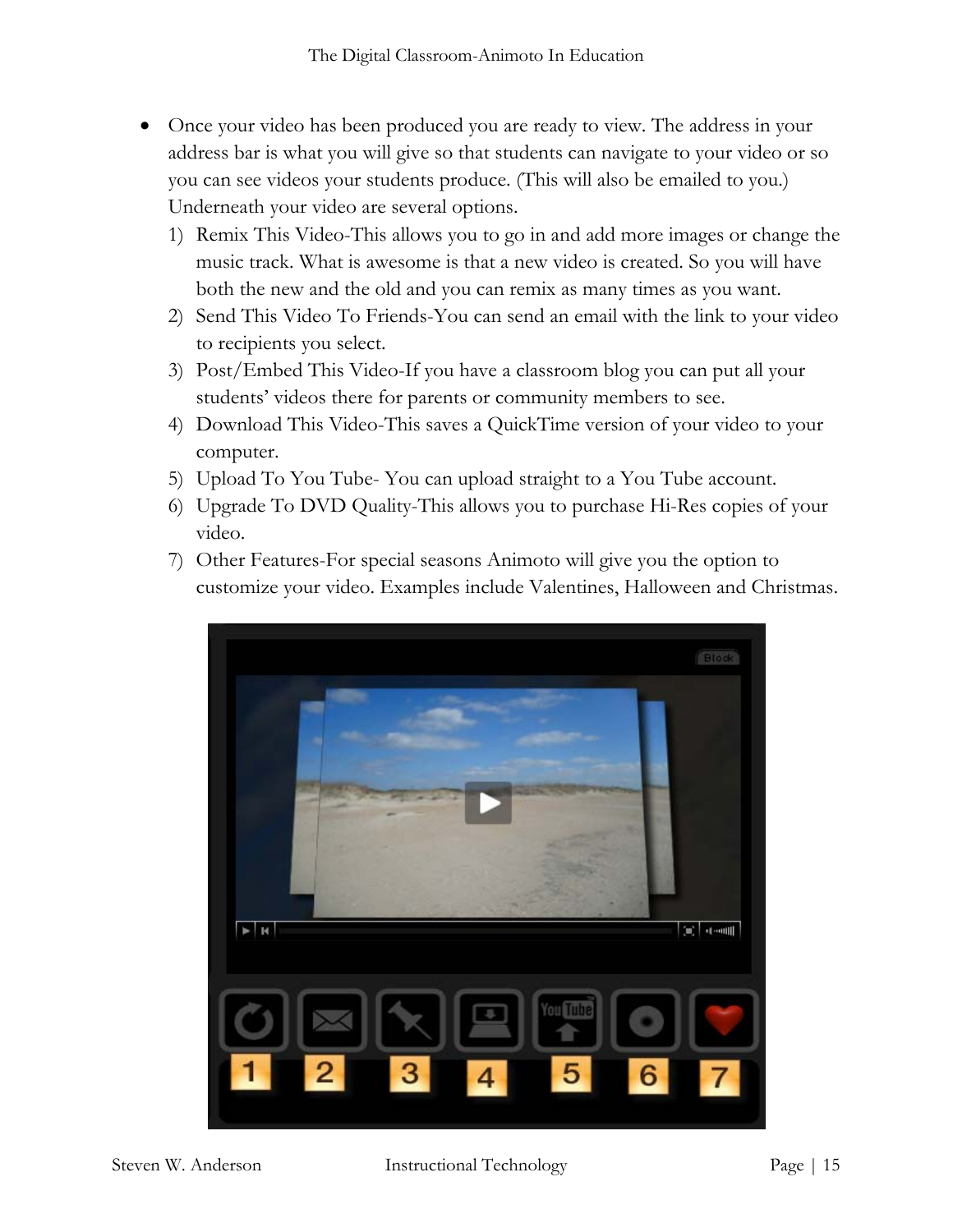- Once your video has been produced you are ready to view. The address in your address bar is what you will give so that students can navigate to your video or so you can see videos your students produce. (This will also be emailed to you.) Underneath your video are several options.
  1) Remix This Video-This allows you to go in and add more images or change the music track. What is awesome is that a new video is created. So you will have both the new and the old and you can remix as many times as you want.
  2) Send This Video To Friends-You can send an email with the link to your video to recipients you select.
  3) Post/Embed This Video-If you have a classroom blog you can put all your students' videos there for parents or community members to see.
  4) Download This Video-This saves a QuickTime version of your video to your computer.
  5) Upload To You Tube- You can upload straight to a You Tube account.
  6) Upgrade To DVD Quality-This allows you to purchase Hi-Res copies of your video.
  7) Other Features-For special seasons Animoto will give you the option to customize your video. Examples include Valentines, Halloween and Christmas.